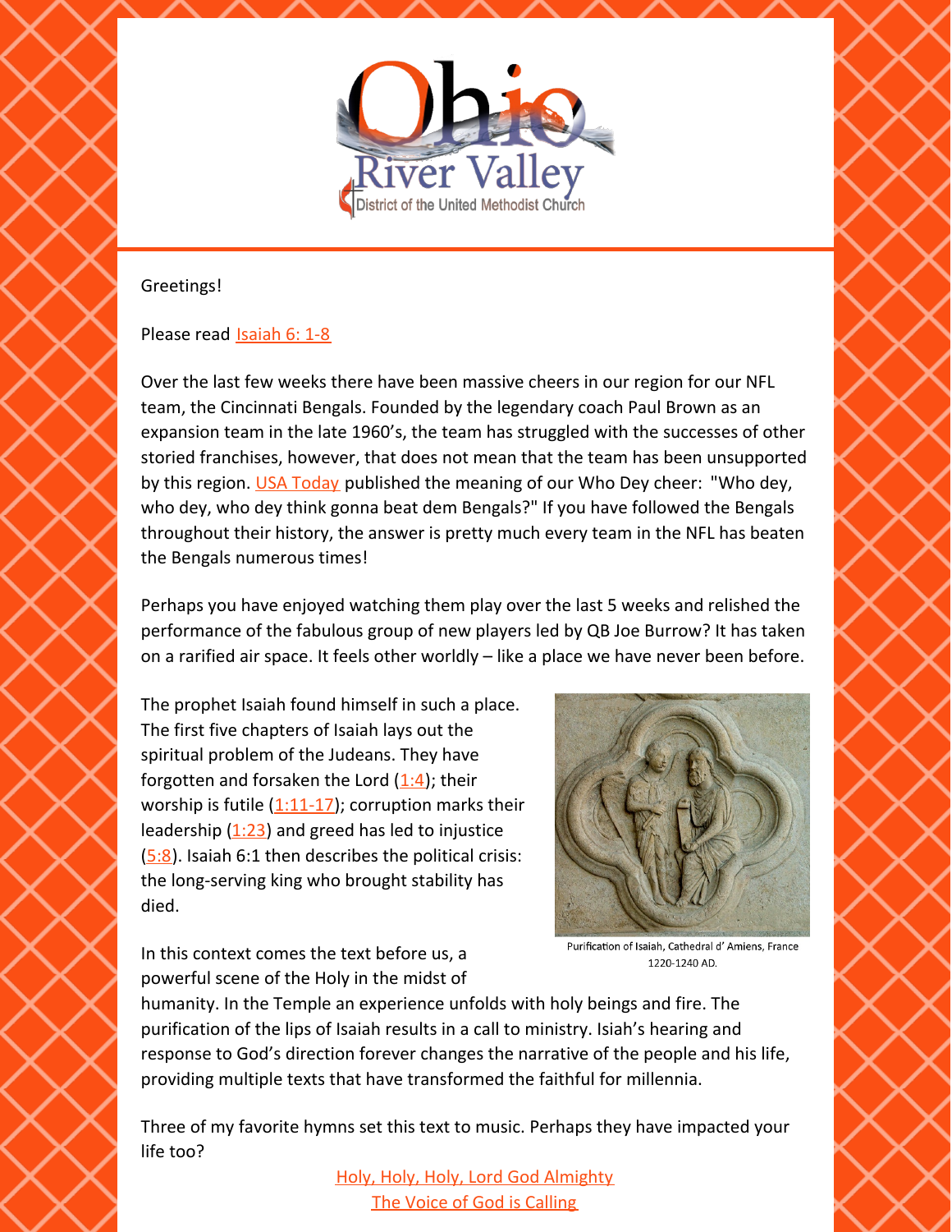Greetings!

Please read Isaiah 6: 1-8

Over the last few weeks there have been massive cheers in our region for our NFL team, the Cincinnati Bengals. Founded by the legendary coach Paul Brown as an expansion team in the late 1960's, the team has struggled with the successes of other storied franchises, however, that does not mean that the team has been unsupported by this region. USA Today published the meaning of our Who Dey cheer: "Who dey, who dey, who dey think gonna beat dem Bengals?" If you have followed the Bengals throughout their history, the answer is pretty much every team in the NFL has beaten the Bengals numerous times!

Perhaps you have enjoyed watching them play over the last 5 weeks and relished the performance of the fabulous group of new players led by QB Joe Burrow? It has taken on a rarified air space. It feels other worldly – like a place we have never been before.

The prophet Isaiah found himself in such a place. The first five chapters of Isaiah lays out the spiritual problem of the Judeans. They have forgotten and forsaken the Lord (1:4); their worship is futile (1:11-17); corruption marks their leadership (1:23) and greed has led to injustice (5:8). Isaiah 6:1 then describes the political crisis: the long-serving king who brought stability has died.

Purification of Isaiah, Cathedral d' Amiens, France 1220-1240 AD.

In this context comes the text before us, a powerful scene of the Holy in the midst of humanity. In the Temple an experience unfolds with holy beings and fire. The purification of the lips of Isaiah results in a call to ministry. Isiah's hearing and response to God's direction forever changes the narrative of the people and his life, providing multiple texts that have transformed the faithful for millennia.

Three of my favorite hymns set this text to music. Perhaps they have impacted your life too?

Holy, Holy, Holy, Lord God Almighty

The Voice of God is Calling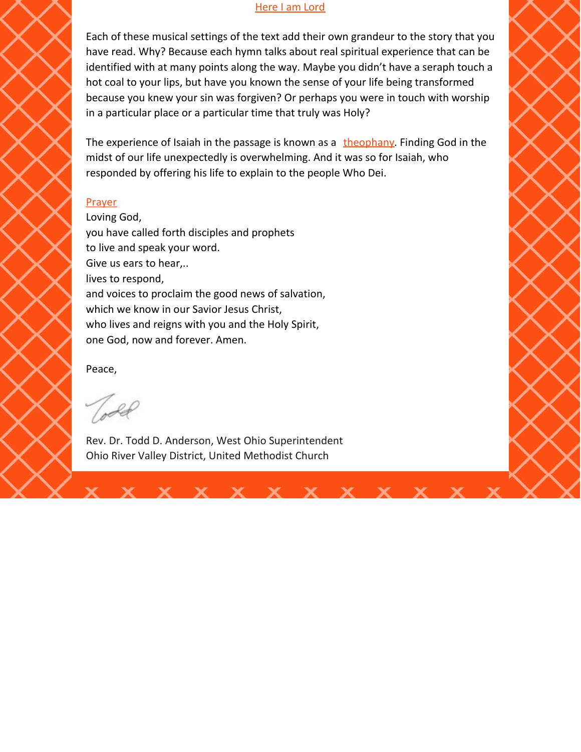[Here I am Lord]

Each of these musical settings of the text add their own grandeur to the story that you have read. Why? Because each hymn talks about real spiritual experience that can be identified with at many points along the way. Maybe you didn't have a seraph touch a hot coal to your lips, but have you known the sense of your life being transformed because you knew your sin was forgiven? Or perhaps you were in touch with worship in a particular place or a particular time that truly was Holy?

The experience of Isaiah in the passage is known as a [theophany]. Finding God in the midst of our life unexpectedly is overwhelming. And it was so for Isaiah, who responded by offering his life to explain to the people Who Dei.

[Prayer]

Loving God,
you have called forth disciples and prophets
to live and speak your word.
Give us ears to hear,..
lives to respond,
and voices to proclaim the good news of salvation,
which we know in our Savior Jesus Christ,
who lives and reigns with you and the Holy Spirit,
one God, now and forever. Amen.

Peace,

Todd

Rev. Dr. Todd D. Anderson, West Ohio Superintendent
Ohio River Valley District, United Methodist Church